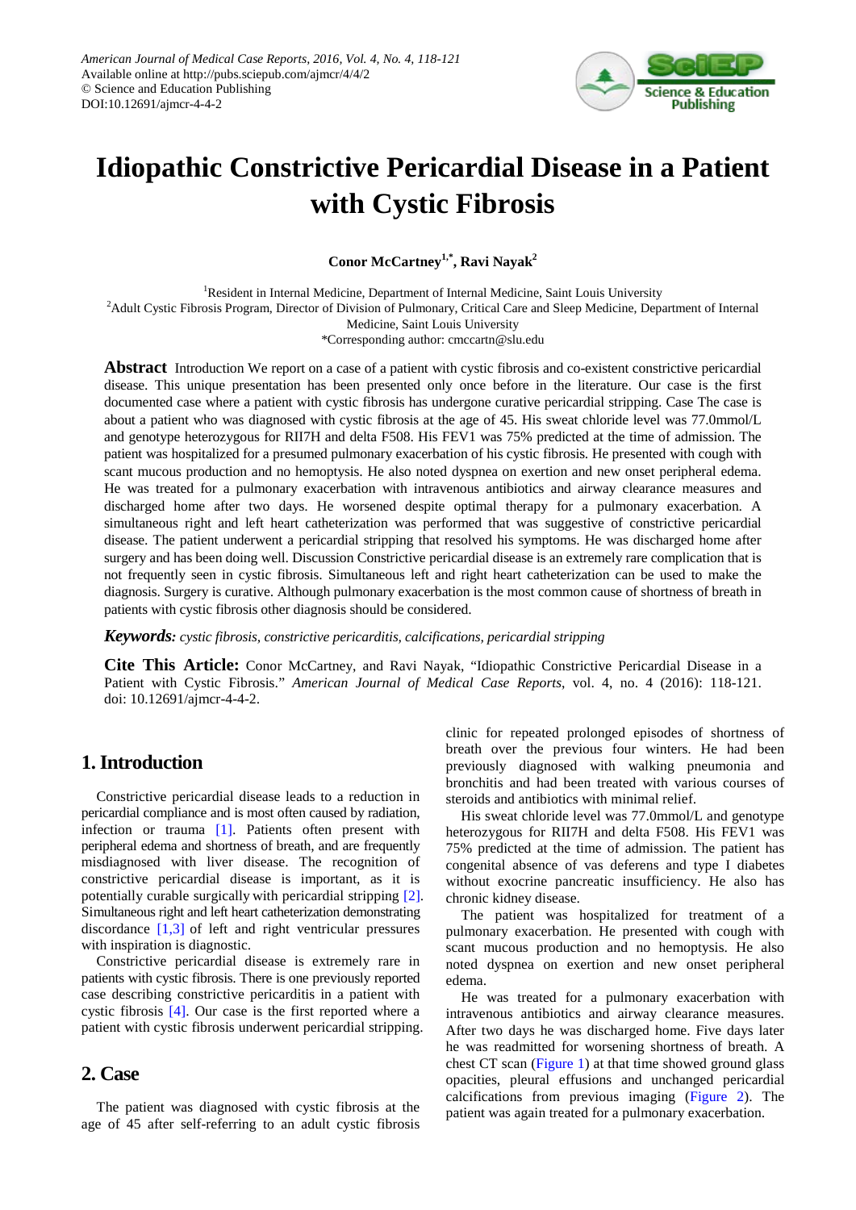# Idiopathic Constrictive Pericardial Disease in a Patient with Cystic Fibrosis

**Conor McCartney[1,*], Ravi Nayak[2]**

[1]Resident in Internal Medicine, Department of Internal Medicine, Saint Louis University
[2]Adult Cystic Fibrosis Program, Director of Division of Pulmonary, Critical Care and Sleep Medicine, Department of Internal Medicine, Saint Louis University
*Corresponding author: cmccartn@slu.edu

**Abstract** Introduction We report on a case of a patient with cystic fibrosis and co-existent constrictive pericardial disease. This unique presentation has been presented only once before in the literature. Our case is the first documented case where a patient with cystic fibrosis has undergone curative pericardial stripping. Case The case is about a patient who was diagnosed with cystic fibrosis at the age of 45. His sweat chloride level was 77.0mmol/L and genotype heterozygous for RII7H and delta F508. His FEV1 was 75% predicted at the time of admission. The patient was hospitalized for a presumed pulmonary exacerbation of his cystic fibrosis. He presented with cough with scant mucous production and no hemoptysis. He also noted dyspnea on exertion and new onset peripheral edema. He was treated for a pulmonary exacerbation with intravenous antibiotics and airway clearance measures and discharged home after two days. He worsened despite optimal therapy for a pulmonary exacerbation. A simultaneous right and left heart catheterization was performed that was suggestive of constrictive pericardial disease. The patient underwent a pericardial stripping that resolved his symptoms. He was discharged home after surgery and has been doing well. Discussion Constrictive pericardial disease is an extremely rare complication that is not frequently seen in cystic fibrosis. Simultaneous left and right heart catheterization can be used to make the diagnosis. Surgery is curative. Although pulmonary exacerbation is the most common cause of shortness of breath in patients with cystic fibrosis other diagnosis should be considered.

***Keywords:*** *cystic fibrosis, constrictive pericarditis, calcifications, pericardial stripping*

**Cite This Article:** Conor McCartney, and Ravi Nayak, "Idiopathic Constrictive Pericardial Disease in a Patient with Cystic Fibrosis." *American Journal of Medical Case Reports*, vol. 4, no. 4 (2016): 118-121. doi: 10.12691/ajmcr-4-4-2.

## 1. Introduction

Constrictive pericardial disease leads to a reduction in pericardial compliance and is most often caused by radiation, infection or trauma [1]. Patients often present with peripheral edema and shortness of breath, and are frequently misdiagnosed with liver disease. The recognition of constrictive pericardial disease is important, as it is potentially curable surgically with pericardial stripping [2]. Simultaneous right and left heart catheterization demonstrating discordance [1,3] of left and right ventricular pressures with inspiration is diagnostic.

Constrictive pericardial disease is extremely rare in patients with cystic fibrosis. There is one previously reported case describing constrictive pericarditis in a patient with cystic fibrosis [4]. Our case is the first reported where a patient with cystic fibrosis underwent pericardial stripping.

## 2. Case

The patient was diagnosed with cystic fibrosis at the age of 45 after self-referring to an adult cystic fibrosis clinic for repeated prolonged episodes of shortness of breath over the previous four winters. He had been previously diagnosed with walking pneumonia and bronchitis and had been treated with various courses of steroids and antibiotics with minimal relief.

His sweat chloride level was 77.0mmol/L and genotype heterozygous for RII7H and delta F508. His FEV1 was 75% predicted at the time of admission. The patient has congenital absence of vas deferens and type I diabetes without exocrine pancreatic insufficiency. He also has chronic kidney disease.

The patient was hospitalized for treatment of a pulmonary exacerbation. He presented with cough with scant mucous production and no hemoptysis. He also noted dyspnea on exertion and new onset peripheral edema.

He was treated for a pulmonary exacerbation with intravenous antibiotics and airway clearance measures. After two days he was discharged home. Five days later he was readmitted for worsening shortness of breath. A chest CT scan (Figure 1) at that time showed ground glass opacities, pleural effusions and unchanged pericardial calcifications from previous imaging (Figure 2). The patient was again treated for a pulmonary exacerbation.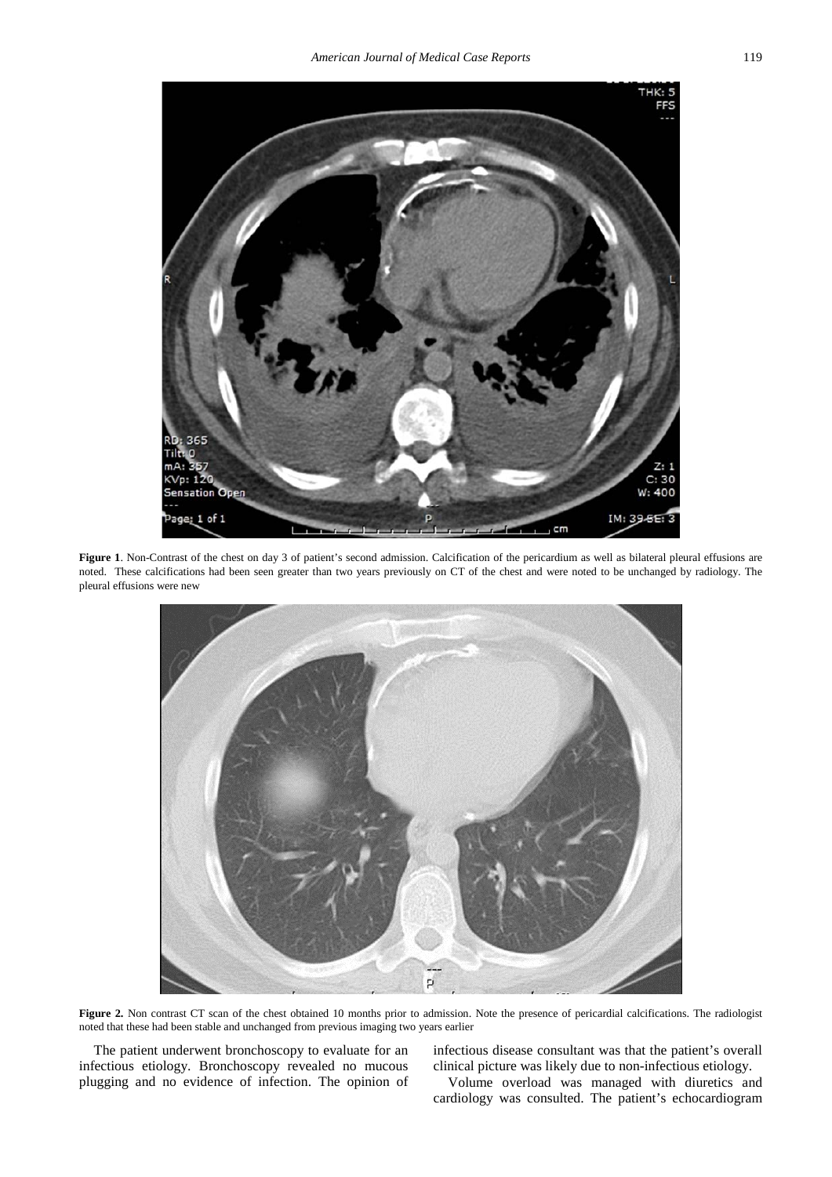**Figure 1**. Non-Contrast of the chest on day 3 of patient's second admission. Calcification of the pericardium as well as bilateral pleural effusions are noted. These calcifications had been seen greater than two years previously on CT of the chest and were noted to be unchanged by radiology. The pleural effusions were new

**Figure 2.** Non contrast CT scan of the chest obtained 10 months prior to admission. Note the presence of pericardial calcifications. The radiologist noted that these had been stable and unchanged from previous imaging two years earlier

The patient underwent bronchoscopy to evaluate for an infectious etiology. Bronchoscopy revealed no mucous plugging and no evidence of infection. The opinion of infectious disease consultant was that the patient's overall clinical picture was likely due to non-infectious etiology.

Volume overload was managed with diuretics and cardiology was consulted. The patient's echocardiogram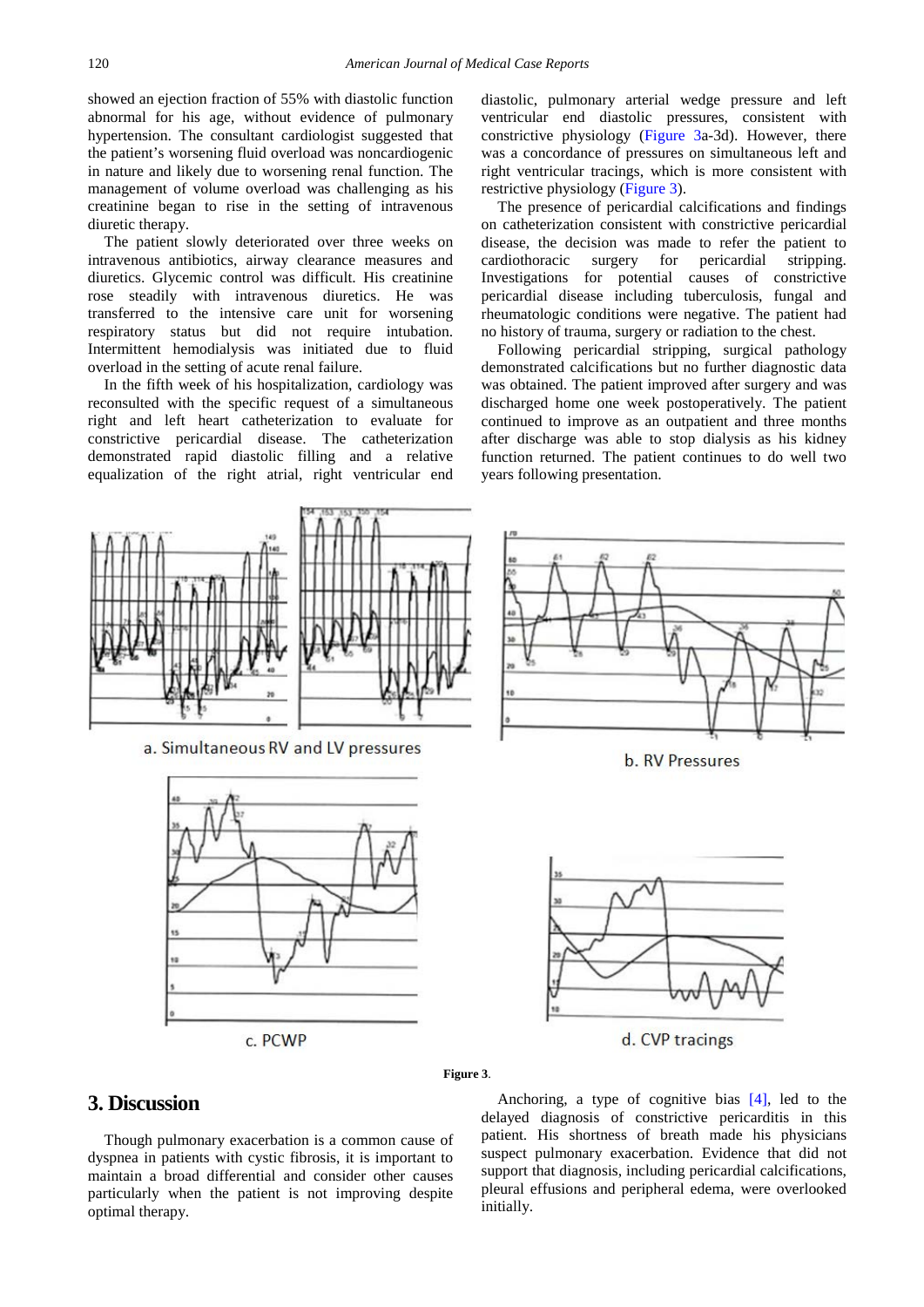showed an ejection fraction of 55% with diastolic function abnormal for his age, without evidence of pulmonary hypertension. The consultant cardiologist suggested that the patient's worsening fluid overload was noncardiogenic in nature and likely due to worsening renal function. The management of volume overload was challenging as his creatinine began to rise in the setting of intravenous diuretic therapy.

The patient slowly deteriorated over three weeks on intravenous antibiotics, airway clearance measures and diuretics. Glycemic control was difficult. His creatinine rose steadily with intravenous diuretics. He was transferred to the intensive care unit for worsening respiratory status but did not require intubation. Intermittent hemodialysis was initiated due to fluid overload in the setting of acute renal failure.

In the fifth week of his hospitalization, cardiology was reconsulted with the specific request of a simultaneous right and left heart catheterization to evaluate for constrictive pericardial disease. The catheterization demonstrated rapid diastolic filling and a relative equalization of the right atrial, right ventricular end diastolic, pulmonary arterial wedge pressure and left ventricular end diastolic pressures, consistent with constrictive physiology (Figure 3a-3d). However, there was a concordance of pressures on simultaneous left and right ventricular tracings, which is more consistent with restrictive physiology (Figure 3).

The presence of pericardial calcifications and findings on catheterization consistent with constrictive pericardial disease, the decision was made to refer the patient to cardiothoracic surgery for pericardial stripping. Investigations for potential causes of constrictive pericardial disease including tuberculosis, fungal and rheumatologic conditions were negative. The patient had no history of trauma, surgery or radiation to the chest.

Following pericardial stripping, surgical pathology demonstrated calcifications but no further diagnostic data was obtained. The patient improved after surgery and was discharged home one week postoperatively. The patient continued to improve as an outpatient and three months after discharge was able to stop dialysis as his kidney function returned. The patient continues to do well two years following presentation.

a. Simultaneous RV and LV pressures

b. RV Pressures

c. PCWP

d. CVP tracings

**Figure 3**.

## 3. Discussion

Though pulmonary exacerbation is a common cause of dyspnea in patients with cystic fibrosis, it is important to maintain a broad differential and consider other causes particularly when the patient is not improving despite optimal therapy.

Anchoring, a type of cognitive bias [4], led to the delayed diagnosis of constrictive pericarditis in this patient. His shortness of breath made his physicians suspect pulmonary exacerbation. Evidence that did not support that diagnosis, including pericardial calcifications, pleural effusions and peripheral edema, were overlooked initially.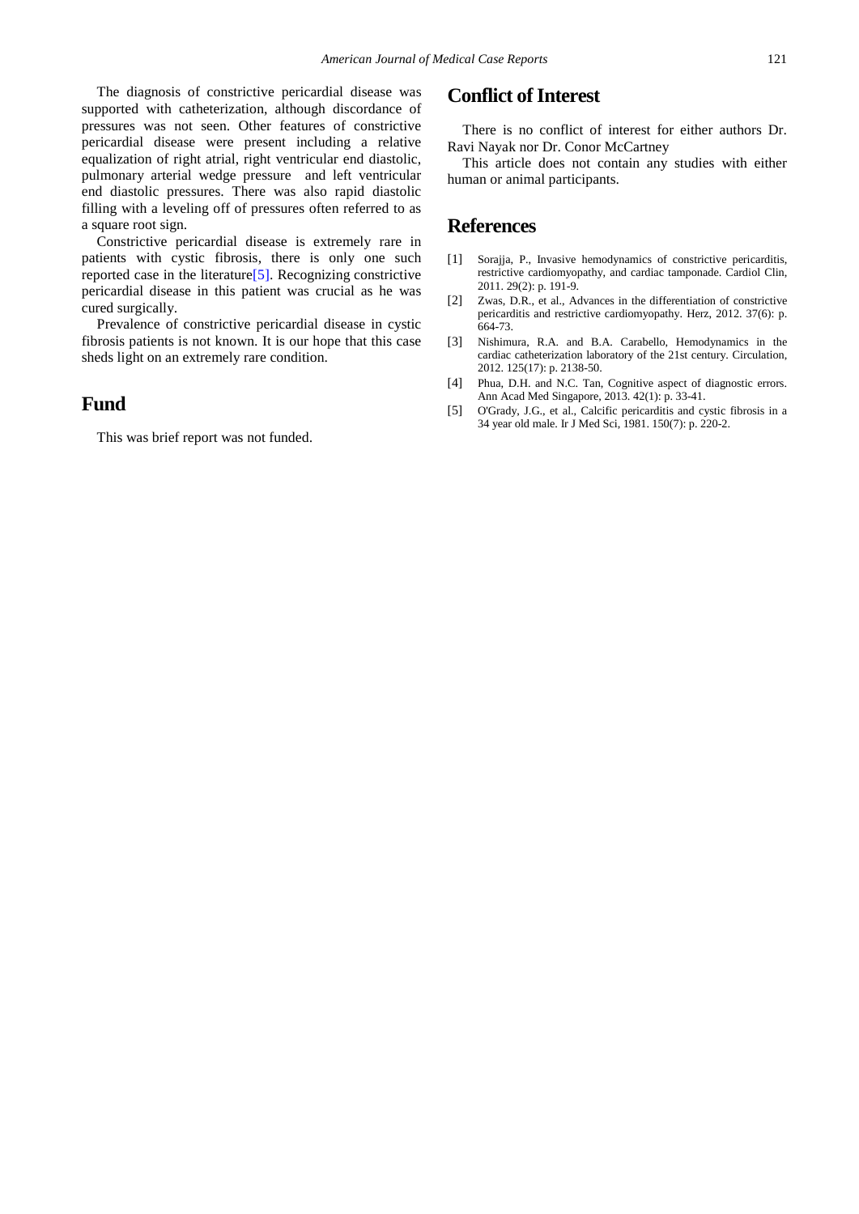The diagnosis of constrictive pericardial disease was supported with catheterization, although discordance of pressures was not seen. Other features of constrictive pericardial disease were present including a relative equalization of right atrial, right ventricular end diastolic, pulmonary arterial wedge pressure and left ventricular end diastolic pressures. There was also rapid diastolic filling with a leveling off of pressures often referred to as a square root sign.

Constrictive pericardial disease is extremely rare in patients with cystic fibrosis, there is only one such reported case in the literature[5]. Recognizing constrictive pericardial disease in this patient was crucial as he was cured surgically.

Prevalence of constrictive pericardial disease in cystic fibrosis patients is not known. It is our hope that this case sheds light on an extremely rare condition.

## Fund

This was brief report was not funded.

## Conflict of Interest

There is no conflict of interest for either authors Dr. Ravi Nayak nor Dr. Conor McCartney

This article does not contain any studies with either human or animal participants.

## References

[1] Sorajja, P., Invasive hemodynamics of constrictive pericarditis, restrictive cardiomyopathy, and cardiac tamponade. Cardiol Clin, 2011. 29(2): p. 191-9.

[2] Zwas, D.R., et al., Advances in the differentiation of constrictive pericarditis and restrictive cardiomyopathy. Herz, 2012. 37(6): p. 664-73.

[3] Nishimura, R.A. and B.A. Carabello, Hemodynamics in the cardiac catheterization laboratory of the 21st century. Circulation, 2012. 125(17): p. 2138-50.

[4] Phua, D.H. and N.C. Tan, Cognitive aspect of diagnostic errors. Ann Acad Med Singapore, 2013. 42(1): p. 33-41.

[5] O'Grady, J.G., et al., Calcific pericarditis and cystic fibrosis in a 34 year old male. Ir J Med Sci, 1981. 150(7): p. 220-2.